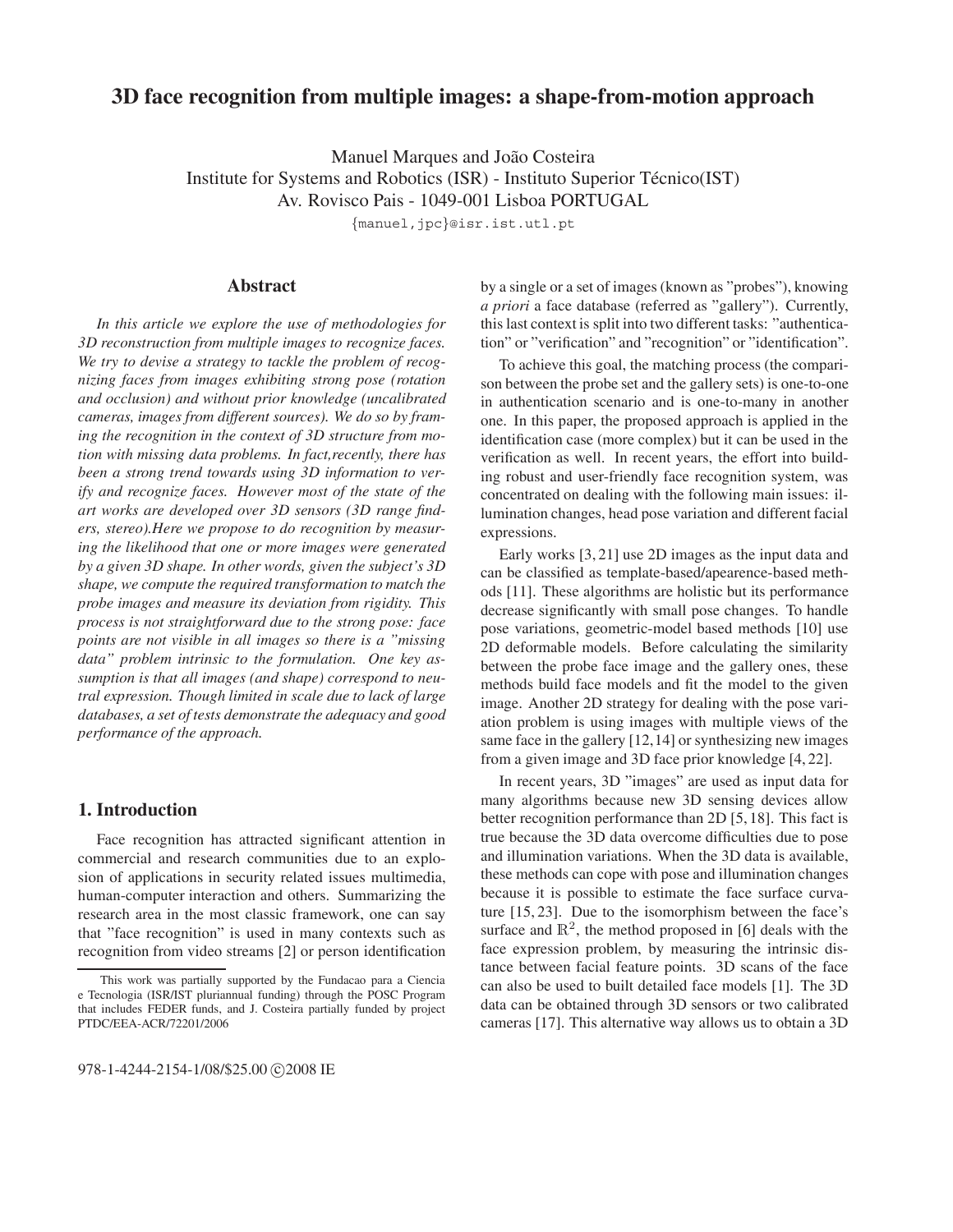# 3D face recognition from multiple images: a shape-from-motion approach

Manuel Marques and João Costeira
Institute for Systems and Robotics (ISR) - Instituto Superior Técnico(IST)
Av. Rovisco Pais - 1049-001 Lisboa PORTUGAL
{manuel,jpc}@isr.ist.utl.pt

## Abstract

*In this article we explore the use of methodologies for 3D reconstruction from multiple images to recognize faces. We try to devise a strategy to tackle the problem of recognizing faces from images exhibiting strong pose (rotation and occlusion) and without prior knowledge (uncalibrated cameras, images from different sources). We do so by framing the recognition in the context of 3D structure from motion with missing data problems. In fact,recently, there has been a strong trend towards using 3D information to verify and recognize faces. However most of the state of the art works are developed over 3D sensors (3D range finders, stereo).Here we propose to do recognition by measuring the likelihood that one or more images were generated by a given 3D shape. In other words, given the subject's 3D shape, we compute the required transformation to match the probe images and measure its deviation from rigidity. This process is not straightforward due to the strong pose: face points are not visible in all images so there is a "missing data" problem intrinsic to the formulation. One key assumption is that all images (and shape) correspond to neutral expression. Though limited in scale due to lack of large databases, a set of tests demonstrate the adequacy and good performance of the approach.*

## 1. Introduction

Face recognition has attracted significant attention in commercial and research communities due to an explosion of applications in security related issues multimedia, human-computer interaction and others. Summarizing the research area in the most classic framework, one can say that "face recognition" is used in many contexts such as recognition from video streams [2] or person identification by a single or a set of images (known as "probes"), knowing *a priori* a face database (referred as "gallery"). Currently, this last context is split into two different tasks: "authentication" or "verification" and "recognition" or "identification".

To achieve this goal, the matching process (the comparison between the probe set and the gallery sets) is one-to-one in authentication scenario and is one-to-many in another one. In this paper, the proposed approach is applied in the identification case (more complex) but it can be used in the verification as well. In recent years, the effort into building robust and user-friendly face recognition system, was concentrated on dealing with the following main issues: illumination changes, head pose variation and different facial expressions.

Early works [3, 21] use 2D images as the input data and can be classified as template-based/apearence-based methods [11]. These algorithms are holistic but its performance decrease significantly with small pose changes. To handle pose variations, geometric-model based methods [10] use 2D deformable models. Before calculating the similarity between the probe face image and the gallery ones, these methods build face models and fit the model to the given image. Another 2D strategy for dealing with the pose variation problem is using images with multiple views of the same face in the gallery [12,14] or synthesizing new images from a given image and 3D face prior knowledge [4, 22].

In recent years, 3D "images" are used as input data for many algorithms because new 3D sensing devices allow better recognition performance than 2D [5, 18]. This fact is true because the 3D data overcome difficulties due to pose and illumination variations. When the 3D data is available, these methods can cope with pose and illumination changes because it is possible to estimate the face surface curvature [15, 23]. Due to the isomorphism between the face's surface and $\mathbb{R}^2$, the method proposed in [6] deals with the face expression problem, by measuring the intrinsic distance between facial feature points. 3D scans of the face can also be used to built detailed face models [1]. The 3D data can be obtained through 3D sensors or two calibrated cameras [17]. This alternative way allows us to obtain a 3D

---

This work was partially supported by the Fundacao para a Ciencia e Tecnologia (ISR/IST plurianнual funding) through the POSC Program that includes FEDER funds, and J. Costeira partially funded by project PTDC/EEA-ACR/72201/2006

978-1-4244-2154-1/08/$25.00 ©2008 IE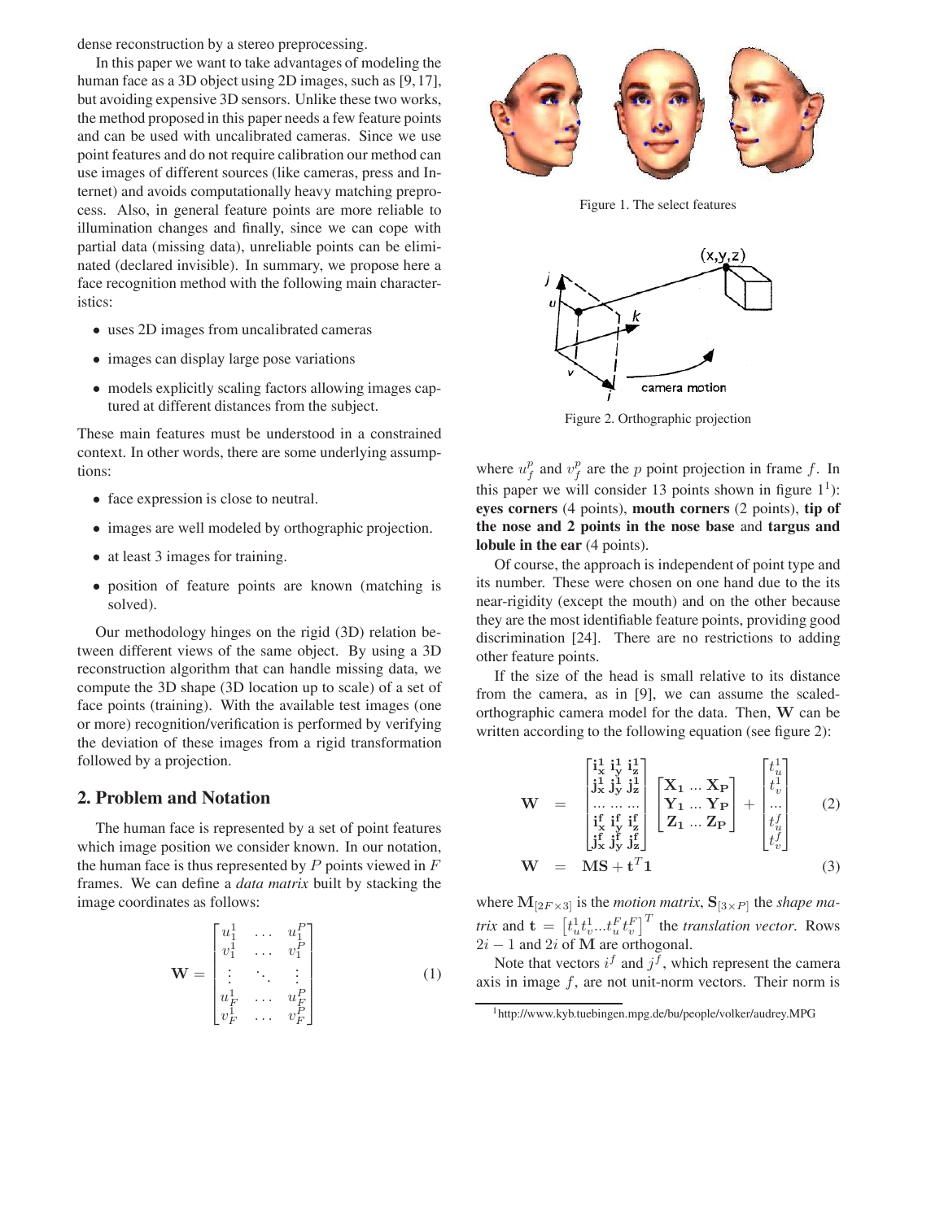dense reconstruction by a stereo preprocessing.

In this paper we want to take advantages of modeling the human face as a 3D object using 2D images, such as [9, 17], but avoiding expensive 3D sensors. Unlike these two works, the method proposed in this paper needs a few feature points and can be used with uncalibrated cameras. Since we use point features and do not require calibration our method can use images of different sources (like cameras, press and Internet) and avoids computationally heavy matching preprocess. Also, in general feature points are more reliable to illumination changes and finally, since we can cope with partial data (missing data), unreliable points can be eliminated (declared invisible). In summary, we propose here a face recognition method with the following main characteristics:

- uses 2D images from uncalibrated cameras
- images can display large pose variations
- models explicitly scaling factors allowing images captured at different distances from the subject.

These main features must be understood in a constrained context. In other words, there are some underlying assumptions:

- face expression is close to neutral.
- images are well modeled by orthographic projection.
- at least 3 images for training.
- position of feature points are known (matching is solved).

Our methodology hinges on the rigid (3D) relation between different views of the same object. By using a 3D reconstruction algorithm that can handle missing data, we compute the 3D shape (3D location up to scale) of a set of face points (training). With the available test images (one or more) recognition/verification is performed by verifying the deviation of these images from a rigid transformation followed by a projection.

## 2. Problem and Notation

The human face is represented by a set of point features which image position we consider known. In our notation, the human face is thus represented by $P$ points viewed in $F$ frames. We can define a *data matrix* built by stacking the image coordinates as follows:

$$\mathbf{W} = \begin{bmatrix} u_1^1 & \dots & u_1^P \\ v_1^1 & \dots & v_1^P \\ \vdots & \ddots & \vdots \\ u_F^1 & \dots & u_F^P \\ v_F^1 & \dots & v_F^P \end{bmatrix} \quad (1)$$

Figure 1. The select features

Figure 2. Orthographic projection

where $u_f^p$ and $v_f^p$ are the $p$ point projection in frame $f$. In this paper we will consider 13 points shown in figure 1[1]): **eyes corners** (4 points), **mouth corners** (2 points), **tip of the nose and 2 points in the nose base** and **targus and lobule in the ear** (4 points).

Of course, the approach is independent of point type and its number. These were chosen on one hand due to the its near-rigidity (except the mouth) and on the other because they are the most identifiable feature points, providing good discrimination [24]. There are no restrictions to adding other feature points.

If the size of the head is small relative to its distance from the camera, as in [9], we can assume the scaled-orthographic camera model for the data. Then, $\mathbf{W}$ can be written according to the following equation (see figure 2):

$$\mathbf{W} = \begin{bmatrix} \mathbf{i_x^1} & \mathbf{i_y^1} & \mathbf{i_z^1} \\ \mathbf{j_x^1} & \mathbf{j_y^1} & \mathbf{j_z^1} \\ \dots & \dots & \dots \\ \mathbf{i_x^f} & \mathbf{i_y^f} & \mathbf{i_z^f} \\ \mathbf{j_x^f} & \mathbf{j_y^f} & \mathbf{j_z^f} \end{bmatrix} \begin{bmatrix} \mathbf{X_1} \dots \mathbf{X_P} \\ \mathbf{Y_1} \dots \mathbf{Y_P} \\ \mathbf{Z_1} \dots \mathbf{Z_P} \end{bmatrix} + \begin{bmatrix} t_u^1 \\ t_v^1 \\ \dots \\ t_u^f \\ t_v^f \end{bmatrix} \quad (2)$$

$$\mathbf{W} = \mathbf{MS} + \mathbf{t}^T\mathbf{1} \quad (3)$$

where $\mathbf{M}_{[2F\times 3]}$ is the *motion matrix*, $\mathbf{S}_{[3\times P]}$ the *shape matrix* and $\mathbf{t} = \left[t_u^1 t_v^1 ... t_u^F t_v^F\right]^T$ the *translation vector*. Rows $2i-1$ and $2i$ of $\mathbf{M}$ are orthogonal.

Note that vectors $i^f$ and $j^f$, which represent the camera axis in image $f$, are not unit-norm vectors. Their norm is

[1] http://www.kyb.tuebingen.mpg.de/bu/people/volker/audrey.MPG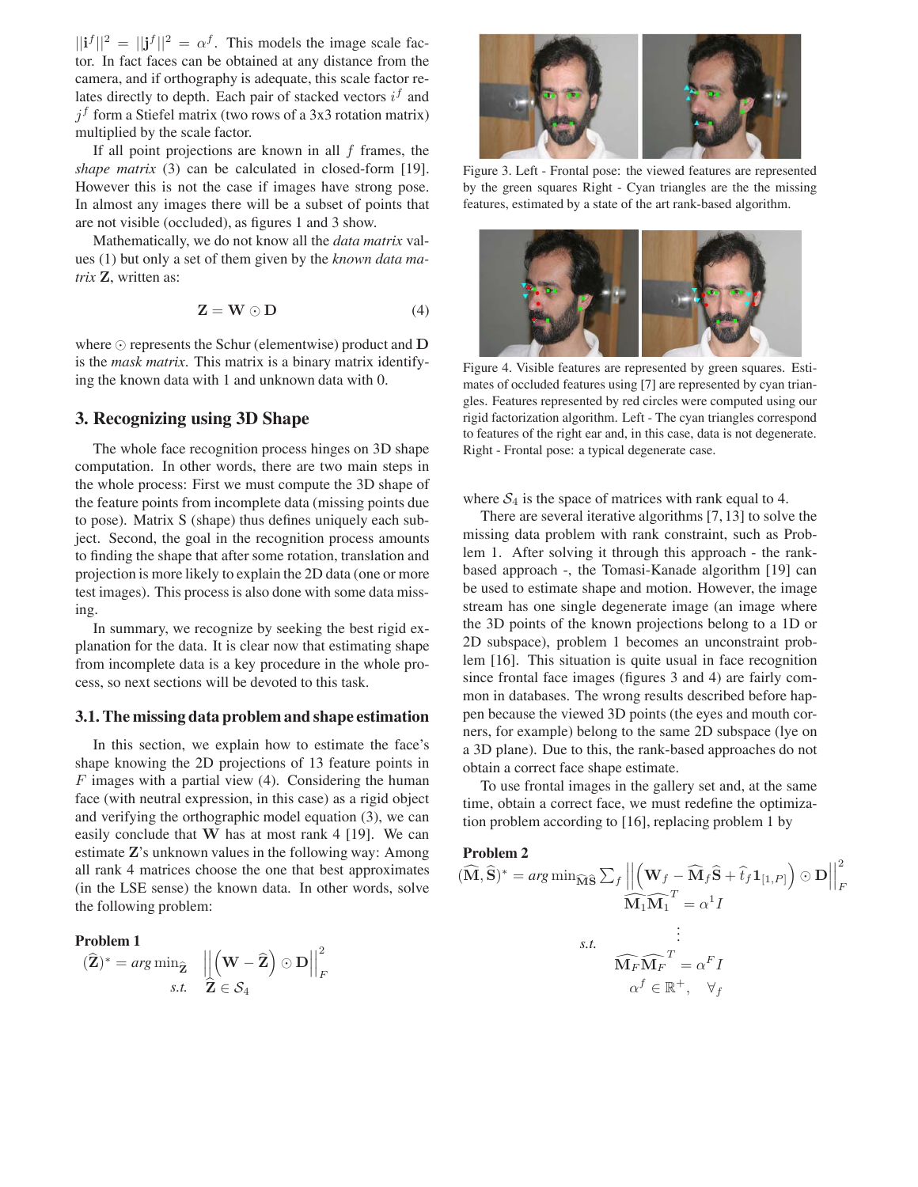$||\mathbf{i}^f||^2 = ||\mathbf{j}^f||^2 = \alpha^f$. This models the image scale factor. In fact faces can be obtained at any distance from the camera, and if orthography is adequate, this scale factor relates directly to depth. Each pair of stacked vectors $i^f$ and $j^f$ form a Stiefel matrix (two rows of a 3x3 rotation matrix) multiplied by the scale factor.

If all point projections are known in all $f$ frames, the *shape matrix* (3) can be calculated in closed-form [19]. However this is not the case if images have strong pose. In almost any images there will be a subset of points that are not visible (occluded), as figures 1 and 3 show.

Mathematically, we do not know all the *data matrix* values (1) but only a set of them given by the *known data matrix* $\mathbf{Z}$, written as:

$$\mathbf{Z} = \mathbf{W} \odot \mathbf{D} \tag{4}$$

where $\odot$ represents the Schur (elementwise) product and $\mathbf{D}$ is the *mask matrix*. This matrix is a binary matrix identifying the known data with 1 and unknown data with 0.

## 3. Recognizing using 3D Shape

The whole face recognition process hinges on 3D shape computation. In other words, there are two main steps in the whole process: First we must compute the 3D shape of the feature points from incomplete data (missing points due to pose). Matrix S (shape) thus defines uniquely each subject. Second, the goal in the recognition process amounts to finding the shape that after some rotation, translation and projection is more likely to explain the 2D data (one or more test images). This process is also done with some data missing.

In summary, we recognize by seeking the best rigid explanation for the data. It is clear now that estimating shape from incomplete data is a key procedure in the whole process, so next sections will be devoted to this task.

### 3.1. The missing data problem and shape estimation

In this section, we explain how to estimate the face's shape knowing the 2D projections of 13 feature points in $F$ images with a partial view (4). Considering the human face (with neutral expression, in this case) as a rigid object and verifying the orthographic model equation (3), we can easily conclude that $\mathbf{W}$ has at most rank 4 [19]. We can estimate $\mathbf{Z}$'s unknown values in the following way: Among all rank 4 matrices choose the one that best approximates (in the LSE sense) the known data. In other words, solve the following problem:

**Problem 1**

$$(\widehat{\mathbf{Z}})^* = arg\min_{\widehat{\mathbf{Z}}} \quad \left|\left|\left(\mathbf{W} - \widehat{\mathbf{Z}}\right) \odot \mathbf{D}\right|\right|_F^2 \quad s.t. \quad \widehat{\mathbf{Z}} \in \mathcal{S}_4$$

Figure 3. Left - Frontal pose: the viewed features are represented by the green squares Right - Cyan triangles are the the missing features, estimated by a state of the art rank-based algorithm.

Figure 4. Visible features are represented by green squares. Estimates of occluded features using [7] are represented by cyan triangles. Features represented by red circles were computed using our rigid factorization algorithm. Left - The cyan triangles correspond to features of the right ear and, in this case, data is not degenerate. Right - Frontal pose: a typical degenerate case.

where $\mathcal{S}_4$ is the space of matrices with rank equal to 4.

There are several iterative algorithms [7, 13] to solve the missing data problem with rank constraint, such as Problem 1. After solving it through this approach - the rank-based approach -, the Tomasi-Kanade algorithm [19] can be used to estimate shape and motion. However, the image stream has one single degenerate image (an image where the 3D points of the known projections belong to a 1D or 2D subspace), problem 1 becomes an unconstraint problem [16]. This situation is quite usual in face recognition since frontal face images (figures 3 and 4) are fairly common in databases. The wrong results described before happen because the viewed 3D points (the eyes and mouth corners, for example) belong to the same 2D subspace (lye on a 3D plane). Due to this, the rank-based approaches do not obtain a correct face shape estimate.

To use frontal images in the gallery set and, at the same time, obtain a correct face, we must redefine the optimization problem according to [16], replacing problem 1 by

**Problem 2**

$$(\widehat{\mathbf{M}}, \widehat{\mathbf{S}})^* = arg\min_{\widehat{\mathbf{M}}\widehat{\mathbf{S}}} \sum_f \left|\left|\left(\mathbf{W}_f - \widehat{\mathbf{M}}_f \widehat{\mathbf{S}} + \widehat{t}_f \mathbf{1}_{[1,P]}\right) \odot \mathbf{D}\right|\right|_F^2$$

$$s.t. \quad \widehat{\mathbf{M}_1}\widehat{\mathbf{M}_1}^T = \alpha^1 I, \quad \ldots, \quad \widehat{\mathbf{M}_F}\widehat{\mathbf{M}_F}^T = \alpha^F I, \quad \alpha^f \in \mathbb{R}^+, \quad \forall_f$$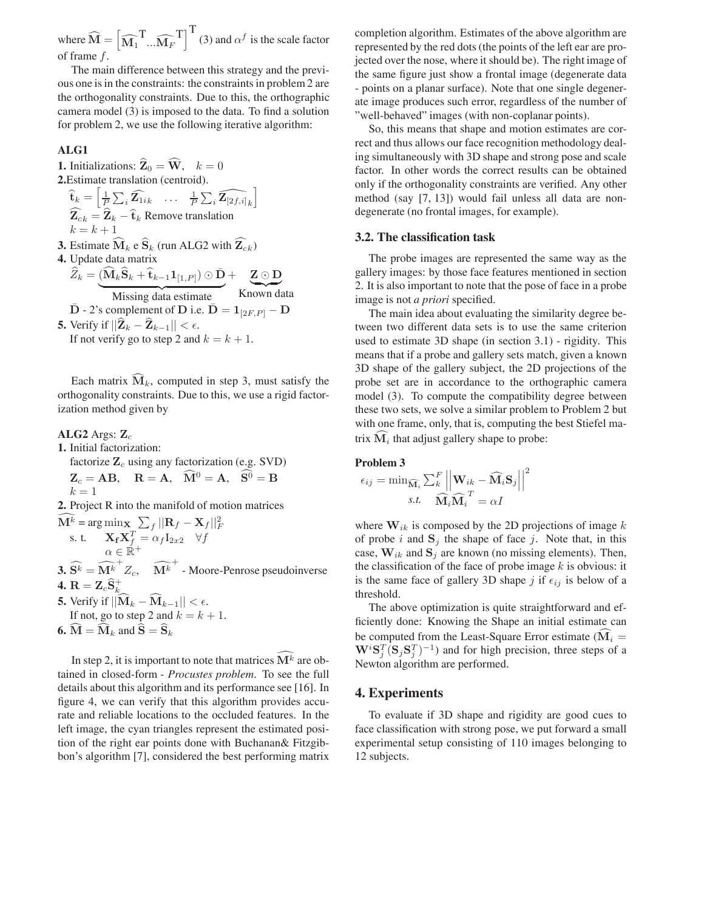where $\widehat{\mathbf{M}} = \left[\widehat{\mathbf{M}_1}^{\mathbf{T}} ... \widehat{\mathbf{M}_F}^{\mathbf{T}}\right]^{\mathbf{T}}$ (3) and $\alpha^f$ is the scale factor of frame $f$.

The main difference between this strategy and the previous one is in the constraints: the constraints in problem 2 are the orthogonality constraints. Due to this, the orthographic camera model (3) is imposed to the data. To find a solution for problem 2, we use the following iterative algorithm:

**ALG1**

**1.** Initializations: $\widehat{\mathbf{Z}}_0 = \widehat{\mathbf{W}}, \quad k = 0$

**2.** Estimate translation (centroid).

$\widehat{\mathbf{t}}_k = \left[\frac{1}{P}\sum_i \widehat{\mathbf{Z}_{1ik}} \quad \dots \quad \frac{1}{P}\sum_i \widehat{\mathbf{Z}_{[2f,i]}}_k\right]$

$\widehat{\mathbf{Z}_{ck}} = \widehat{\mathbf{Z}}_k - \widehat{\mathbf{t}}_k$ Remove translation

$k = k + 1$

**3.** Estimate $\widehat{\mathbf{M}}_k$ e $\widehat{\mathbf{S}}_k$ (run ALG2 with $\widehat{\mathbf{Z}_{ck}}$)

**4.** Update data matrix

$$\widehat{Z}_k = \underbrace{(\widehat{\mathbf{M}_k}\widehat{\mathbf{S}}_k + \widehat{\mathbf{t}}_{k-1}\mathbf{1}_{[1,P]}) \odot \bar{\mathbf{D}}}_{\text{Missing data estimate}} + \underbrace{\mathbf{Z} \odot \mathbf{D}}_{\text{Known data}}$$

$\bar{\mathbf{D}}$ - 2's complement of $\mathbf{D}$ i.e. $\bar{\mathbf{D}} = \mathbf{1}_{[2F,P]} - \mathbf{D}$

**5.** Verify if $||\widehat{\mathbf{Z}}_k - \widehat{\mathbf{Z}}_{k-1}|| < \epsilon$.

If not verify go to step 2 and $k = k + 1$.

Each matrix $\widehat{\mathbf{M}}_k$, computed in step 3, must satisfy the orthogonality constraints. Due to this, we use a rigid factorization method given by

**ALG2** Args: $\mathbf{Z}_c$

**1.** Initial factorization:

factorize $\mathbf{Z}_c$ using any factorization (e.g. SVD)

$\mathbf{Z}_c = \mathbf{AB}, \quad \mathbf{R} = \mathbf{A}, \quad \widehat{\mathbf{M}^0} = \mathbf{A}, \quad \widehat{\mathbf{S}^0} = \mathbf{B}$

$k = 1$

**2.** Project R into the manifold of motion matrices

$\widehat{\mathbf{M}^k} = \arg\min_{\mathbf{X}} \sum_f ||\mathbf{R}_f - \mathbf{X}_f||_F^2$

s. t. $\quad \mathbf{X_f}\mathbf{X}_f^T = \alpha_f \mathbf{I}_{2x2} \quad \forall f$

$\alpha \in \mathbb{R}^+$

**3.** $\widehat{\mathbf{S}^k} = \widehat{\mathbf{M}^k}^+ Z_c, \quad \widehat{\mathbf{M}^k}^+$ - Moore-Penrose pseudoinverse

**4.** $\mathbf{R} = \mathbf{Z}_c \widehat{\mathbf{S}}_k^+$

**5.** Verify if $||\widehat{\mathbf{M}}_k - \widehat{\mathbf{M}}_{k-1}|| < \epsilon$.

If not, go to step 2 and $k = k + 1$.

**6.** $\widehat{\mathbf{M}} = \widehat{\mathbf{M}}_k$ and $\widehat{\mathbf{S}} = \widehat{\mathbf{S}}_k$

In step 2, it is important to note that matrices $\widehat{\mathbf{M}^k}$ are obtained in closed-form - *Procustes problem*. To see the full details about this algorithm and its performance see [16]. In figure 4, we can verify that this algorithm provides accurate and reliable locations to the occluded features. In the left image, the cyan triangles represent the estimated position of the right ear points done with Buchanan& Fitzgibbon's algorithm [7], considered the best performing matrix completion algorithm. Estimates of the above algorithm are represented by the red dots (the points of the left ear are projected over the nose, where it should be). The right image of the same figure just show a frontal image (degenerate data - points on a planar surface). Note that one single degenerate image produces such error, regardless of the number of "well-behaved" images (with non-coplanar points).

So, this means that shape and motion estimates are correct and thus allows our face recognition methodology dealing simultaneously with 3D shape and strong pose and scale factor. In other words the correct results can be obtained only if the orthogonality constraints are verified. Any other method (say [7, 13]) would fail unless all data are non-degenerate (no frontal images, for example).

### 3.2. The classification task

The probe images are represented the same way as the gallery images: by those face features mentioned in section 2. It is also important to note that the pose of face in a probe image is not *a priori* specified.

The main idea about evaluating the similarity degree between two different data sets is to use the same criterion used to estimate 3D shape (in section 3.1) - rigidity. This means that if a probe and gallery sets match, given a known 3D shape of the gallery subject, the 2D projections of the probe set are in accordance to the orthographic camera model (3). To compute the compatibility degree between these two sets, we solve a similar problem to Problem 2 but with one frame, only, that is, computing the best Stiefel matrix $\widehat{\mathbf{M}_i}$ that adjust gallery shape to probe:

**Problem 3**

$$\epsilon_{ij} = \min_{\widehat{\mathbf{M}_i}} \sum_k^F \left|\left|\mathbf{W}_{ik} - \widehat{\mathbf{M}_i}\mathbf{S}_j\right|\right|^2$$
$$s.t. \quad \widehat{\mathbf{M}_i}\widehat{\mathbf{M}_i}^T = \alpha I$$

where $\mathbf{W}_{ik}$ is composed by the 2D projections of image $k$ of probe $i$ and $\mathbf{S}_j$ the shape of face $j$. Note that, in this case, $\mathbf{W}_{ik}$ and $\mathbf{S}_j$ are known (no missing elements). Then, the classification of the face of probe image $k$ is obvious: it is the same face of gallery 3D shape $j$ if $\epsilon_{ij}$ is below of a threshold.

The above optimization is quite straightforward and efficiently done: Knowing the Shape an initial estimate can be computed from the Least-Square Error estimate ($\widehat{\mathbf{M}}_i = \mathbf{W}^i\mathbf{S}_j^T(\mathbf{S}_j\mathbf{S}_j^T)^{-1}$) and for high precision, three steps of a Newton algorithm are performed.

## 4. Experiments

To evaluate if 3D shape and rigidity are good cues to face classification with strong pose, we put forward a small experimental setup consisting of 110 images belonging to 12 subjects.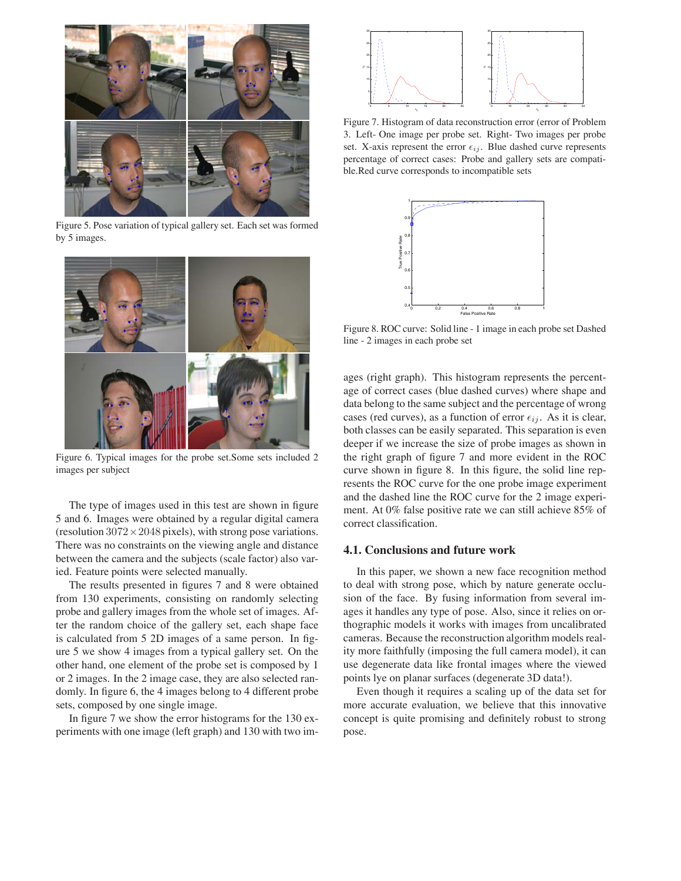Figure 5. Pose variation of typical gallery set. Each set was formed by 5 images.

Figure 6. Typical images for the probe set.Some sets included 2 images per subject

The type of images used in this test are shown in figure 5 and 6. Images were obtained by a regular digital camera (resolution $3072 \times 2048$ pixels), with strong pose variations. There was no constraints on the viewing angle and distance between the camera and the subjects (scale factor) also varied. Feature points were selected manually.

The results presented in figures 7 and 8 were obtained from 130 experiments, consisting on randomly selecting probe and gallery images from the whole set of images. After the random choice of the gallery set, each shape face is calculated from 5 2D images of a same person. In figure 5 we show 4 images from a typical gallery set. On the other hand, one element of the probe set is composed by 1 or 2 images. In the 2 image case, they are also selected randomly. In figure 6, the 4 images belong to 4 different probe sets, composed by one single image.

In figure 7 we show the error histograms for the 130 experiments with one image (left graph) and 130 with two images (right graph). This histogram represents the percentage of correct cases (blue dashed curves) where shape and data belong to the same subject and the percentage of wrong cases (red curves), as a function of error $\epsilon_{ij}$. As it is clear, both classes can be easily separated. This separation is even deeper if we increase the size of probe images as shown in the right graph of figure 7 and more evident in the ROC curve shown in figure 8. In this figure, the solid line represents the ROC curve for the one probe image experiment and the dashed line the ROC curve for the 2 image experiment. At 0% false positive rate we can still achieve 85% of correct classification.

Figure 7. Histogram of data reconstruction error (error of Problem 3. Left- One image per probe set. Right- Two images per probe set. X-axis represent the error $\epsilon_{ij}$. Blue dashed curve represents percentage of correct cases: Probe and gallery sets are compatible.Red curve corresponds to incompatible sets

True Positive Rate

False Positive Rate

Figure 8. ROC curve: Solid line - 1 image in each probe set Dashed line - 2 images in each probe set

### 4.1. Conclusions and future work

In this paper, we shown a new face recognition method to deal with strong pose, which by nature generate occlusion of the face. By fusing information from several images it handles any type of pose. Also, since it relies on orthographic models it works with images from uncalibrated cameras. Because the reconstruction algorithm models reality more faithfully (imposing the full camera model), it can use degenerate data like frontal images where the viewed points lye on planar surfaces (degenerate 3D data!).

Even though it requires a scaling up of the data set for more accurate evaluation, we believe that this innovative concept is quite promising and definitely robust to strong pose.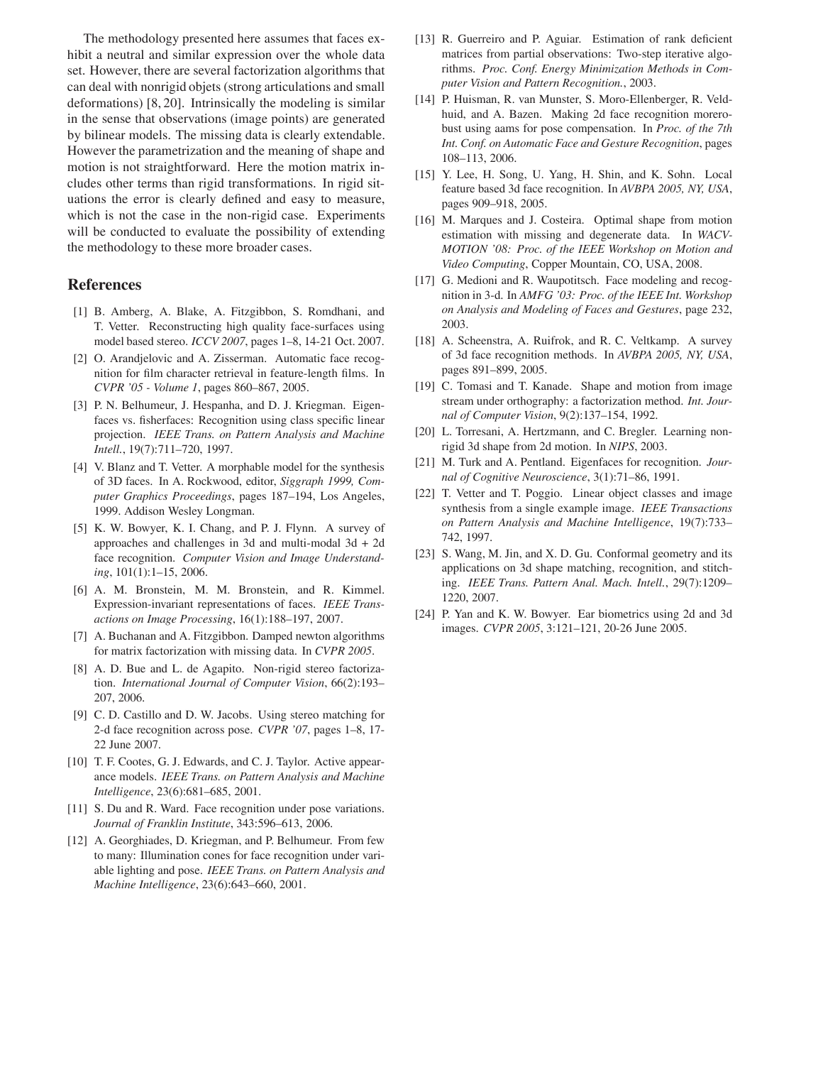The methodology presented here assumes that faces exhibit a neutral and similar expression over the whole data set. However, there are several factorization algorithms that can deal with nonrigid objets (strong articulations and small deformations) [8, 20]. Intrinsically the modeling is similar in the sense that observations (image points) are generated by bilinear models. The missing data is clearly extendable. However the parametrization and the meaning of shape and motion is not straightforward. Here the motion matrix includes other terms than rigid transformations. In rigid situations the error is clearly defined and easy to measure, which is not the case in the non-rigid case. Experiments will be conducted to evaluate the possibility of extending the methodology to these more broader cases.

## References

[1] B. Amberg, A. Blake, A. Fitzgibbon, S. Romdhani, and T. Vetter. Reconstructing high quality face-surfaces using model based stereo. *ICCV 2007*, pages 1–8, 14-21 Oct. 2007.

[2] O. Arandjelovic and A. Zisserman. Automatic face recognition for film character retrieval in feature-length films. In *CVPR '05 - Volume 1*, pages 860–867, 2005.

[3] P. N. Belhumeur, J. Hespanha, and D. J. Kriegman. Eigenfaces vs. fisherfaces: Recognition using class specific linear projection. *IEEE Trans. on Pattern Analysis and Machine Intell.*, 19(7):711–720, 1997.

[4] V. Blanz and T. Vetter. A morphable model for the synthesis of 3D faces. In A. Rockwood, editor, *Siggraph 1999, Computer Graphics Proceedings*, pages 187–194, Los Angeles, 1999. Addison Wesley Longman.

[5] K. W. Bowyer, K. I. Chang, and P. J. Flynn. A survey of approaches and challenges in 3d and multi-modal 3d + 2d face recognition. *Computer Vision and Image Understanding*, 101(1):1–15, 2006.

[6] A. M. Bronstein, M. M. Bronstein, and R. Kimmel. Expression-invariant representations of faces. *IEEE Transactions on Image Processing*, 16(1):188–197, 2007.

[7] A. Buchanan and A. Fitzgibbon. Damped newton algorithms for matrix factorization with missing data. In *CVPR 2005*.

[8] A. D. Bue and L. de Agapito. Non-rigid stereo factorization. *International Journal of Computer Vision*, 66(2):193–207, 2006.

[9] C. D. Castillo and D. W. Jacobs. Using stereo matching for 2-d face recognition across pose. *CVPR '07*, pages 1–8, 17-22 June 2007.

[10] T. F. Cootes, G. J. Edwards, and C. J. Taylor. Active appearance models. *IEEE Trans. on Pattern Analysis and Machine Intelligence*, 23(6):681–685, 2001.

[11] S. Du and R. Ward. Face recognition under pose variations. *Journal of Franklin Institute*, 343:596–613, 2006.

[12] A. Georghiades, D. Kriegman, and P. Belhumeur. From few to many: Illumination cones for face recognition under variable lighting and pose. *IEEE Trans. on Pattern Analysis and Machine Intelligence*, 23(6):643–660, 2001.

[13] R. Guerreiro and P. Aguiar. Estimation of rank deficient matrices from partial observations: Two-step iterative algorithms. *Proc. Conf. Energy Minimization Methods in Computer Vision and Pattern Recognition.*, 2003.

[14] P. Huisman, R. van Munster, S. Moro-Ellenberger, R. Veldhuid, and A. Bazen. Making 2d face recognition morerobust using aams for pose compensation. In *Proc. of the 7th Int. Conf. on Automatic Face and Gesture Recognition*, pages 108–113, 2006.

[15] Y. Lee, H. Song, U. Yang, H. Shin, and K. Sohn. Local feature based 3d face recognition. In *AVBPA 2005, NY, USA*, pages 909–918, 2005.

[16] M. Marques and J. Costeira. Optimal shape from motion estimation with missing and degenerate data. In *WACV-MOTION '08: Proc. of the IEEE Workshop on Motion and Video Computing*, Copper Mountain, CO, USA, 2008.

[17] G. Medioni and R. Waupotitsch. Face modeling and recognition in 3-d. In *AMFG '03: Proc. of the IEEE Int. Workshop on Analysis and Modeling of Faces and Gestures*, page 232, 2003.

[18] A. Scheenstra, A. Ruifrok, and R. C. Veltkamp. A survey of 3d face recognition methods. In *AVBPA 2005, NY, USA*, pages 891–899, 2005.

[19] C. Tomasi and T. Kanade. Shape and motion from image stream under orthography: a factorization method. *Int. Journal of Computer Vision*, 9(2):137–154, 1992.

[20] L. Torresani, A. Hertzmann, and C. Bregler. Learning nonrigid 3d shape from 2d motion. In *NIPS*, 2003.

[21] M. Turk and A. Pentland. Eigenfaces for recognition. *Journal of Cognitive Neuroscience*, 3(1):71–86, 1991.

[22] T. Vetter and T. Poggio. Linear object classes and image synthesis from a single example image. *IEEE Transactions on Pattern Analysis and Machine Intelligence*, 19(7):733–742, 1997.

[23] S. Wang, M. Jin, and X. D. Gu. Conformal geometry and its applications on 3d shape matching, recognition, and stitching. *IEEE Trans. Pattern Anal. Mach. Intell.*, 29(7):1209–1220, 2007.

[24] P. Yan and K. W. Bowyer. Ear biometrics using 2d and 3d images. *CVPR 2005*, 3:121–121, 20-26 June 2005.